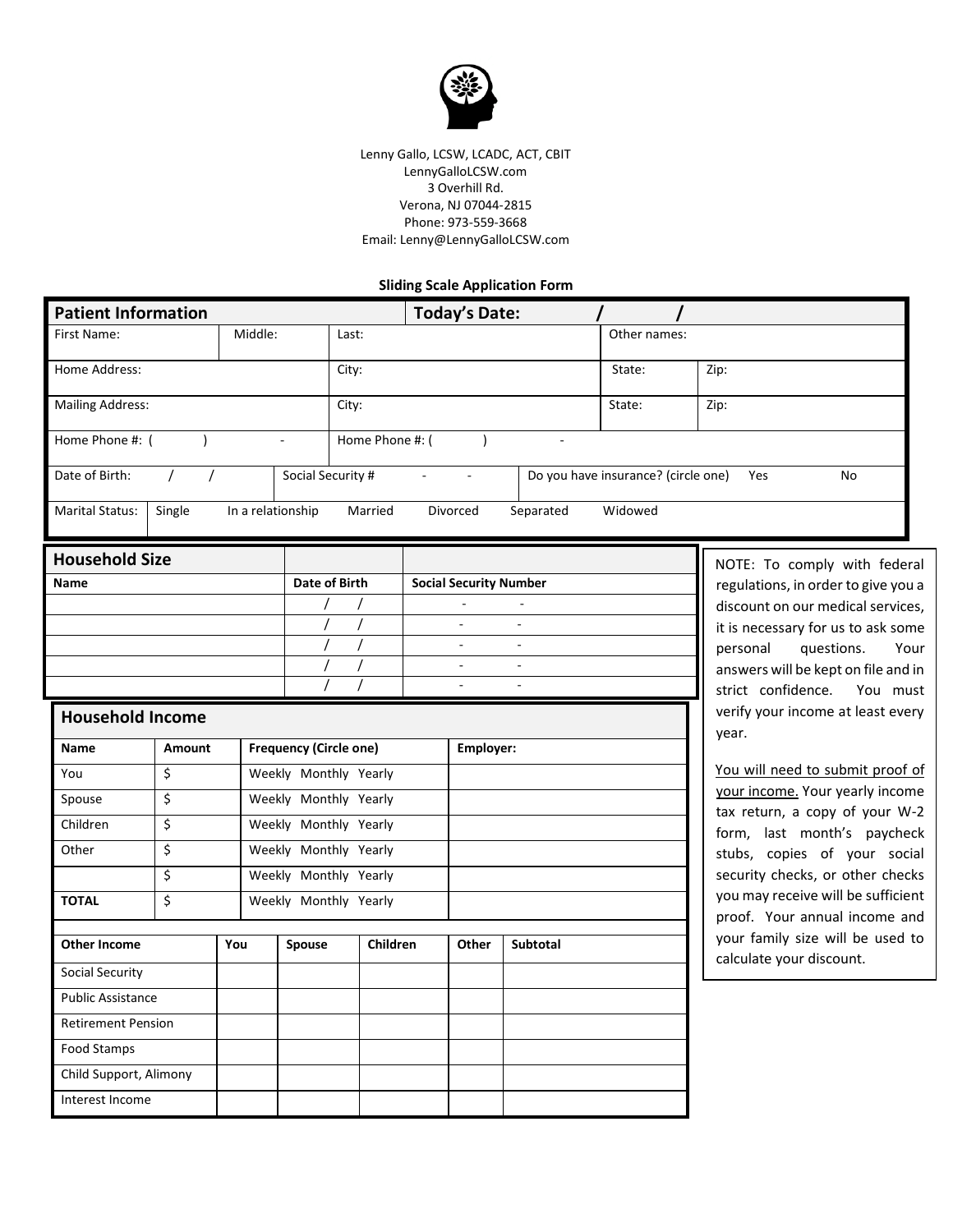Lenny Gallo, LCSW, LCADC, ACT, CBIT
LennyGalloLCSW.com
3 Overhill Rd.
Verona, NJ 07044-2815
Phone: 973-559-3668
Email: Lenny@LennyGalloLCSW.com

**Sliding Scale Application Form**

| **Patient Information** | | | **Today's Date:** / / | | |
|---|---|---|---|---|---|
| First Name: | Middle: | Last: | | Other names: | |
| Home Address: | | City: | | State: | Zip: |
| Mailing Address: | | City: | | State: | Zip: |
| Home Phone #: ( ) - | | Home Phone #: ( ) - | | | |
| Date of Birth: / / | | Social Security # - - | | Do you have insurance? (circle one) Yes No | |
| Marital Status: | Single In a relationship Married Divorced Separated Widowed | | | | |

| **Household Size** | | |
|---|---|---|
| **Name** | **Date of Birth** | **Social Security Number** |
| | / / | - - |
| | / / | - - |
| | / / | - - |
| | / / | - - |
| | / / | - - |

NOTE: To comply with federal regulations, in order to give you a discount on our medical services, it is necessary for us to ask some personal questions. Your answers will be kept on file and in strict confidence. You must verify your income at least every year.

You will need to submit proof of your income. Your yearly income tax return, a copy of your W-2 form, last month's paycheck stubs, copies of your social security checks, or other checks you may receive will be sufficient proof. Your annual income and your family size will be used to calculate your discount.

**Household Income**

| **Name** | **Amount** | **Frequency (Circle one)** | **Employer:** |
|---|---|---|---|
| You | $ | Weekly Monthly Yearly | |
| Spouse | $ | Weekly Monthly Yearly | |
| Children | $ | Weekly Monthly Yearly | |
| Other | $ | Weekly Monthly Yearly | |
| | $ | Weekly Monthly Yearly | |
| **TOTAL** | $ | Weekly Monthly Yearly | |

| **Other Income** | **You** | **Spouse** | **Children** | **Other** | **Subtotal** |
|---|---|---|---|---|---|
| Social Security | | | | | |
| Public Assistance | | | | | |
| Retirement Pension | | | | | |
| Food Stamps | | | | | |
| Child Support, Alimony | | | | | |
| Interest Income | | | | | |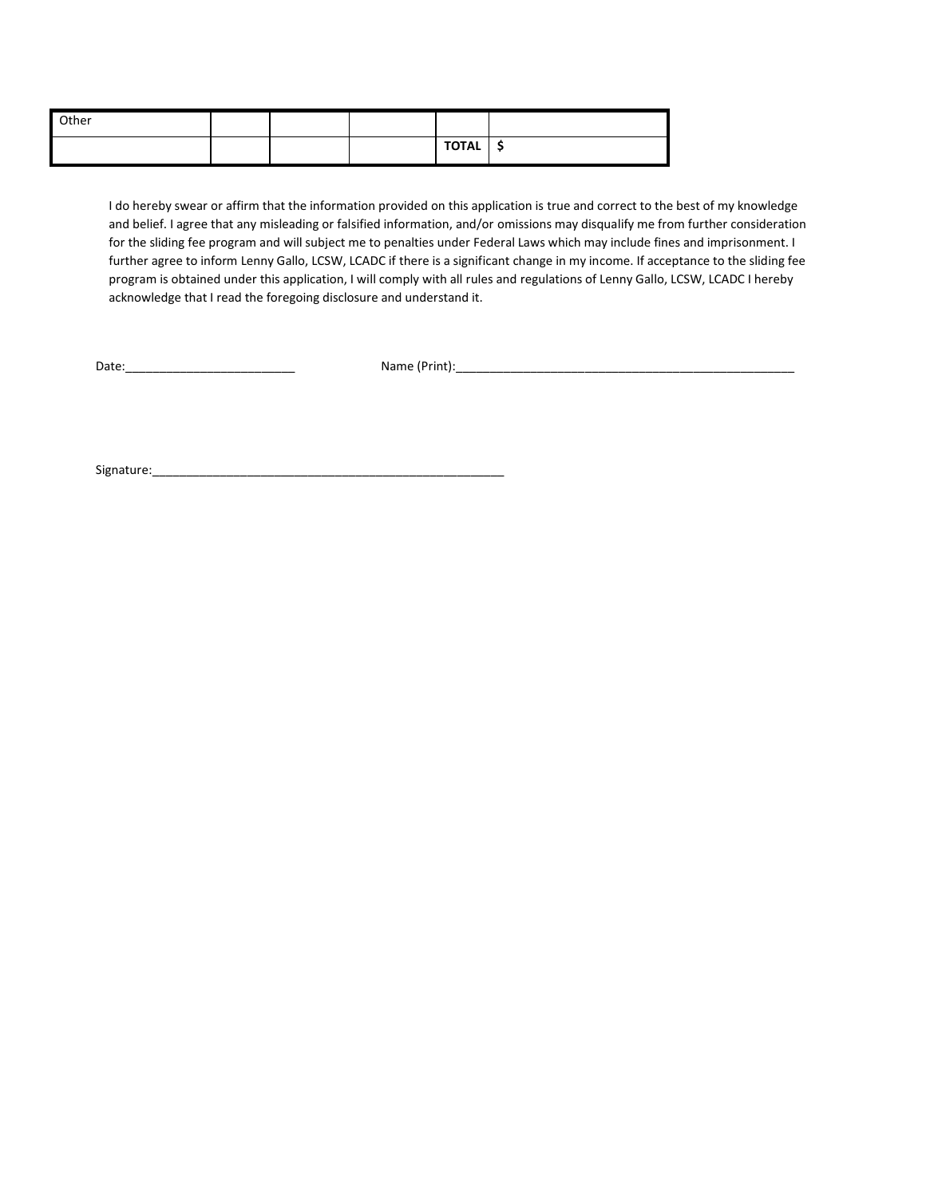| | | | | | |
|---|---|---|---|---|---|
| Other | | | | | |
| | | | | **TOTAL** | **$** |

I do hereby swear or affirm that the information provided on this application is true and correct to the best of my knowledge and belief. I agree that any misleading or falsified information, and/or omissions may disqualify me from further consideration for the sliding fee program and will subject me to penalties under Federal Laws which may include fines and imprisonment. I further agree to inform Lenny Gallo, LCSW, LCADC if there is a significant change in my income. If acceptance to the sliding fee program is obtained under this application, I will comply with all rules and regulations of Lenny Gallo, LCSW, LCADC I hereby acknowledge that I read the foregoing disclosure and understand it.

Date:_________________________ Name (Print):____________________________________________________

Signature:_____________________________________________________